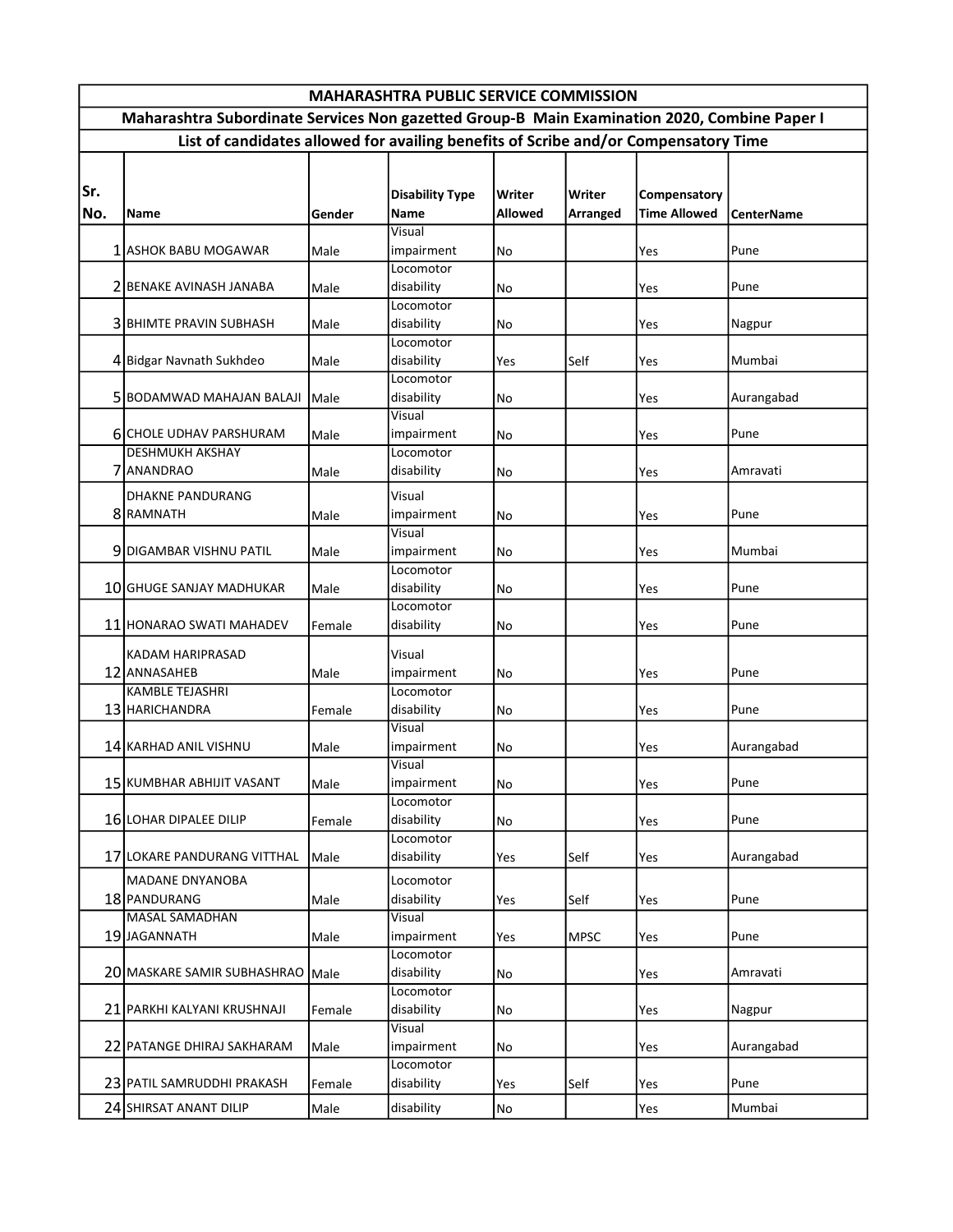# MAHARASHTRA PUBLIC SERVICE COMMISSION

## Maharashtra Subordinate Services Non gazetted Group-B Main Examination 2020, Combine Paper I

### List of candidates allowed for availing benefits of Scribe and/or Compensatory Time

| Sr. No. | Name | Gender | Disability Type Name | Writer Allowed | Writer Arranged | Compensatory Time Allowed | CenterName |
|---|---|---|---|---|---|---|---|
| 1 | ASHOK BABU MOGAWAR | Male | Visual impairment | No | | Yes | Pune |
| 2 | BENAKE AVINASH JANABA | Male | Locomotor disability | No | | Yes | Pune |
| 3 | BHIMTE PRAVIN SUBHASH | Male | Locomotor disability | No | | Yes | Nagpur |
| 4 | Bidgar Navnath Sukhdeo | Male | Locomotor disability | Yes | Self | Yes | Mumbai |
| 5 | BODAMWAD MAHAJAN BALAJI | Male | Locomotor disability | No | | Yes | Aurangabad |
| 6 | CHOLE UDHAV PARSHURAM | Male | Visual impairment | No | | Yes | Pune |
| 7 | DESHMUKH AKSHAY ANANDRAO | Male | Locomotor disability | No | | Yes | Amravati |
| 8 | DHAKNE PANDURANG RAMNATH | Male | Visual impairment | No | | Yes | Pune |
| 9 | DIGAMBAR VISHNU PATIL | Male | Visual impairment | No | | Yes | Mumbai |
| 10 | GHUGE SANJAY MADHUKAR | Male | Locomotor disability | No | | Yes | Pune |
| 11 | HONARAO SWATI MAHADEV | Female | Locomotor disability | No | | Yes | Pune |
| 12 | KADAM HARIPRASAD ANNASAHEB | Male | Visual impairment | No | | Yes | Pune |
| 13 | KAMBLE TEJASHRI HARICHANDRA | Female | Locomotor disability | No | | Yes | Pune |
| 14 | KARHAD ANIL VISHNU | Male | Visual impairment | No | | Yes | Aurangabad |
| 15 | KUMBHAR ABHIJIT VASANT | Male | Visual impairment | No | | Yes | Pune |
| 16 | LOHAR DIPALEE DILIP | Female | Locomotor disability | No | | Yes | Pune |
| 17 | LOKARE PANDURANG VITTHAL | Male | Locomotor disability | Yes | Self | Yes | Aurangabad |
| 18 | MADANE DNYANOBA PANDURANG | Male | Locomotor disability | Yes | Self | Yes | Pune |
| 19 | MASAL SAMADHAN JAGANNATH | Male | Visual impairment | Yes | MPSC | Yes | Pune |
| 20 | MASKARE SAMIR SUBHASHRAO | Male | Locomotor disability | No | | Yes | Amravati |
| 21 | PARKHI KALYANI KRUSHNAJI | Female | Locomotor disability | No | | Yes | Nagpur |
| 22 | PATANGE DHIRAJ SAKHARAM | Male | Visual impairment | No | | Yes | Aurangabad |
| 23 | PATIL SAMRUDDHI PRAKASH | Female | Locomotor disability | Yes | Self | Yes | Pune |
| 24 | SHIRSAT ANANT DILIP | Male | disability | No | | Yes | Mumbai |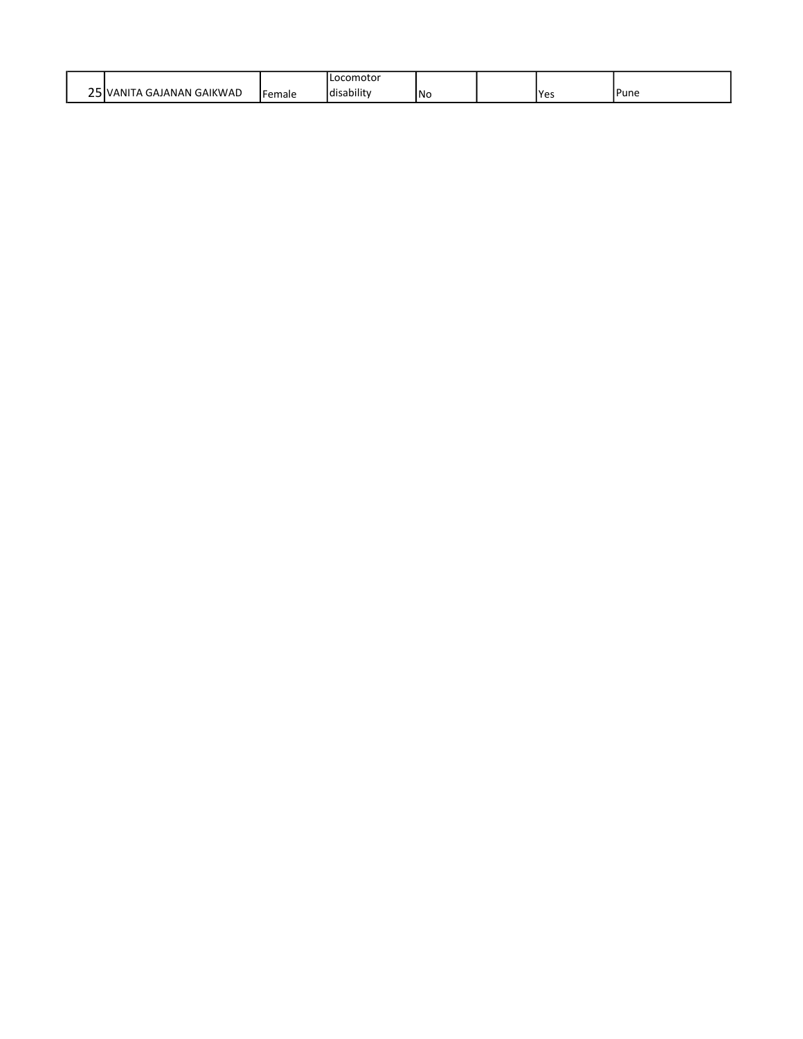| | | | | | | | |
|---|---|---|---|---|---|---|---|
| 25 | VANITA GAJANAN GAIKWAD | Female | Locomotor disability | No | | Yes | Pune |